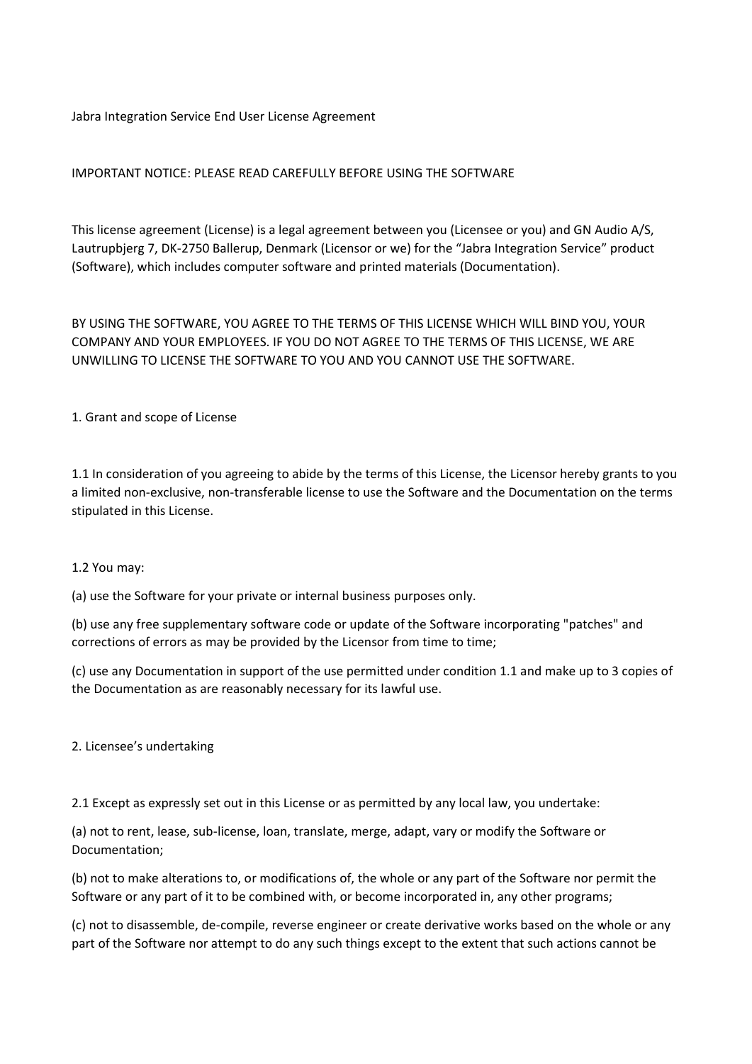# Jabra Integration Service End User License Agreement

IMPORTANT NOTICE: PLEASE READ CAREFULLY BEFORE USING THE SOFTWARE

This license agreement (License) is a legal agreement between you (Licensee or you) and GN Audio A/S, Lautrupbjerg 7, DK-2750 Ballerup, Denmark (Licensor or we) for the "Jabra Integration Service" product (Software), which includes computer software and printed materials (Documentation).

BY USING THE SOFTWARE, YOU AGREE TO THE TERMS OF THIS LICENSE WHICH WILL BIND YOU, YOUR COMPANY AND YOUR EMPLOYEES. IF YOU DO NOT AGREE TO THE TERMS OF THIS LICENSE, WE ARE UNWILLING TO LICENSE THE SOFTWARE TO YOU AND YOU CANNOT USE THE SOFTWARE.

## 1. Grant and scope of License

1.1 In consideration of you agreeing to abide by the terms of this License, the Licensor hereby grants to you a limited non-exclusive, non-transferable license to use the Software and the Documentation on the terms stipulated in this License.

1.2 You may:

(a) use the Software for your private or internal business purposes only.

(b) use any free supplementary software code or update of the Software incorporating "patches" and corrections of errors as may be provided by the Licensor from time to time;

(c) use any Documentation in support of the use permitted under condition 1.1 and make up to 3 copies of the Documentation as are reasonably necessary for its lawful use.

## 2. Licensee's undertaking

2.1 Except as expressly set out in this License or as permitted by any local law, you undertake:

(a) not to rent, lease, sub-license, loan, translate, merge, adapt, vary or modify the Software or Documentation;

(b) not to make alterations to, or modifications of, the whole or any part of the Software nor permit the Software or any part of it to be combined with, or become incorporated in, any other programs;

(c) not to disassemble, de-compile, reverse engineer or create derivative works based on the whole or any part of the Software nor attempt to do any such things except to the extent that such actions cannot be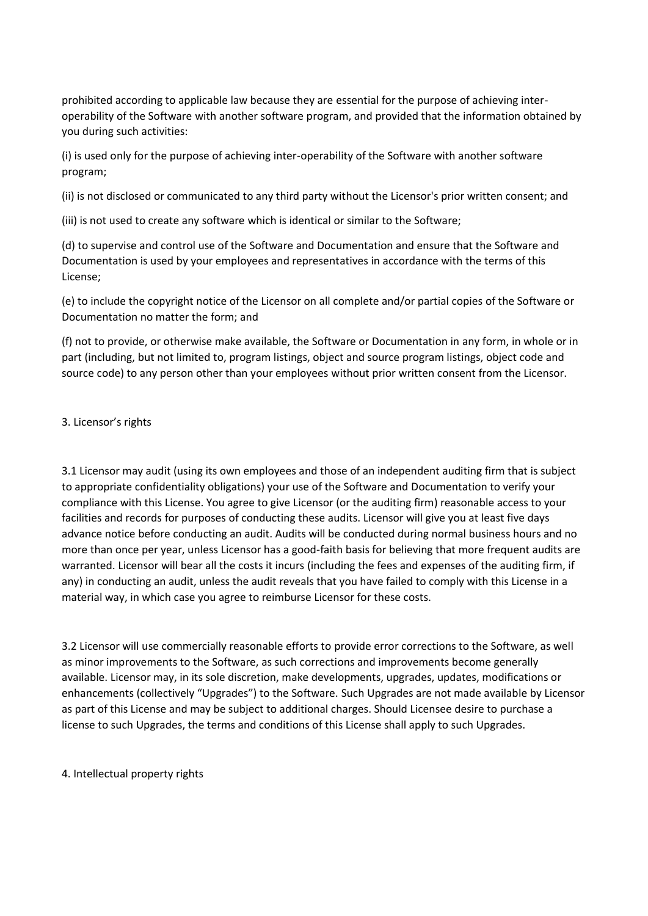prohibited according to applicable law because they are essential for the purpose of achieving inter-operability of the Software with another software program, and provided that the information obtained by you during such activities:

(i) is used only for the purpose of achieving inter-operability of the Software with another software program;

(ii) is not disclosed or communicated to any third party without the Licensor's prior written consent; and

(iii) is not used to create any software which is identical or similar to the Software;

(d) to supervise and control use of the Software and Documentation and ensure that the Software and Documentation is used by your employees and representatives in accordance with the terms of this License;

(e) to include the copyright notice of the Licensor on all complete and/or partial copies of the Software or Documentation no matter the form; and

(f) not to provide, or otherwise make available, the Software or Documentation in any form, in whole or in part (including, but not limited to, program listings, object and source program listings, object code and source code) to any person other than your employees without prior written consent from the Licensor.

## 3. Licensor’s rights

3.1 Licensor may audit (using its own employees and those of an independent auditing firm that is subject to appropriate confidentiality obligations) your use of the Software and Documentation to verify your compliance with this License. You agree to give Licensor (or the auditing firm) reasonable access to your facilities and records for purposes of conducting these audits. Licensor will give you at least five days advance notice before conducting an audit. Audits will be conducted during normal business hours and no more than once per year, unless Licensor has a good-faith basis for believing that more frequent audits are warranted. Licensor will bear all the costs it incurs (including the fees and expenses of the auditing firm, if any) in conducting an audit, unless the audit reveals that you have failed to comply with this License in a material way, in which case you agree to reimburse Licensor for these costs.

3.2 Licensor will use commercially reasonable efforts to provide error corrections to the Software, as well as minor improvements to the Software, as such corrections and improvements become generally available. Licensor may, in its sole discretion, make developments, upgrades, updates, modifications or enhancements (collectively “Upgrades”) to the Software. Such Upgrades are not made available by Licensor as part of this License and may be subject to additional charges. Should Licensee desire to purchase a license to such Upgrades, the terms and conditions of this License shall apply to such Upgrades.

## 4. Intellectual property rights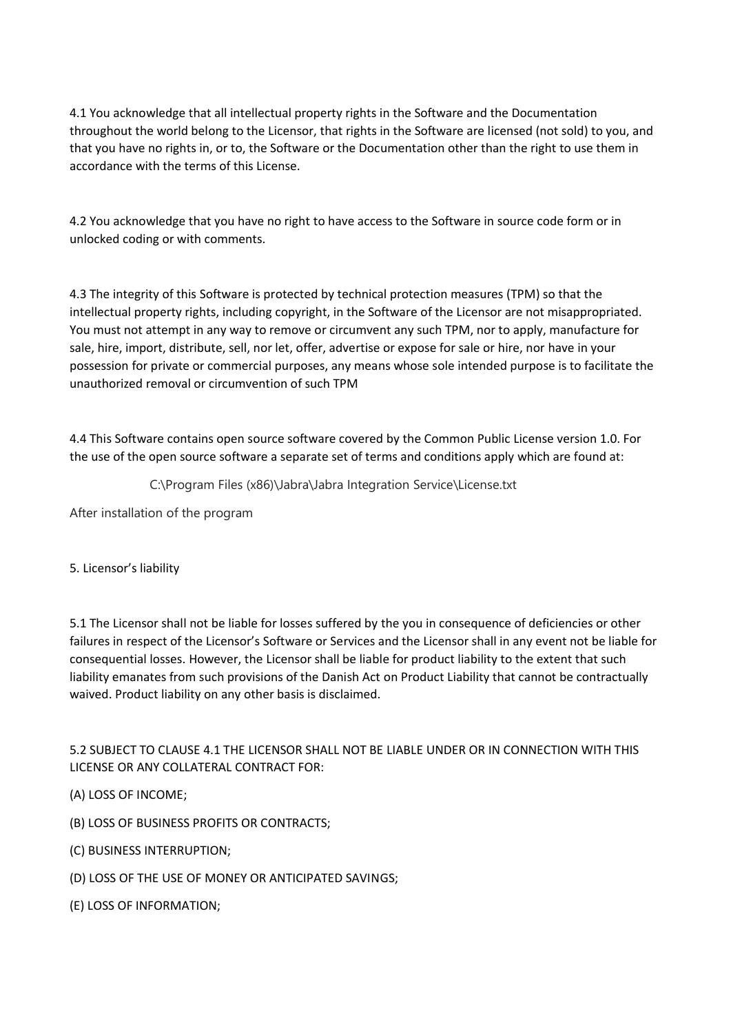4.1 You acknowledge that all intellectual property rights in the Software and the Documentation throughout the world belong to the Licensor, that rights in the Software are licensed (not sold) to you, and that you have no rights in, or to, the Software or the Documentation other than the right to use them in accordance with the terms of this License.

4.2 You acknowledge that you have no right to have access to the Software in source code form or in unlocked coding or with comments.

4.3 The integrity of this Software is protected by technical protection measures (TPM) so that the intellectual property rights, including copyright, in the Software of the Licensor are not misappropriated. You must not attempt in any way to remove or circumvent any such TPM, nor to apply, manufacture for sale, hire, import, distribute, sell, nor let, offer, advertise or expose for sale or hire, nor have in your possession for private or commercial purposes, any means whose sole intended purpose is to facilitate the unauthorized removal or circumvention of such TPM

4.4 This Software contains open source software covered by the Common Public License version 1.0. For the use of the open source software a separate set of terms and conditions apply which are found at:

C:\Program Files (x86)\Jabra\Jabra Integration Service\License.txt

After installation of the program

5. Licensor's liability

5.1 The Licensor shall not be liable for losses suffered by the you in consequence of deficiencies or other failures in respect of the Licensor's Software or Services and the Licensor shall in any event not be liable for consequential losses. However, the Licensor shall be liable for product liability to the extent that such liability emanates from such provisions of the Danish Act on Product Liability that cannot be contractually waived. Product liability on any other basis is disclaimed.

5.2 SUBJECT TO CLAUSE 4.1 THE LICENSOR SHALL NOT BE LIABLE UNDER OR IN CONNECTION WITH THIS LICENSE OR ANY COLLATERAL CONTRACT FOR:

(A) LOSS OF INCOME;

(B) LOSS OF BUSINESS PROFITS OR CONTRACTS;

(C) BUSINESS INTERRUPTION;

(D) LOSS OF THE USE OF MONEY OR ANTICIPATED SAVINGS;

(E) LOSS OF INFORMATION;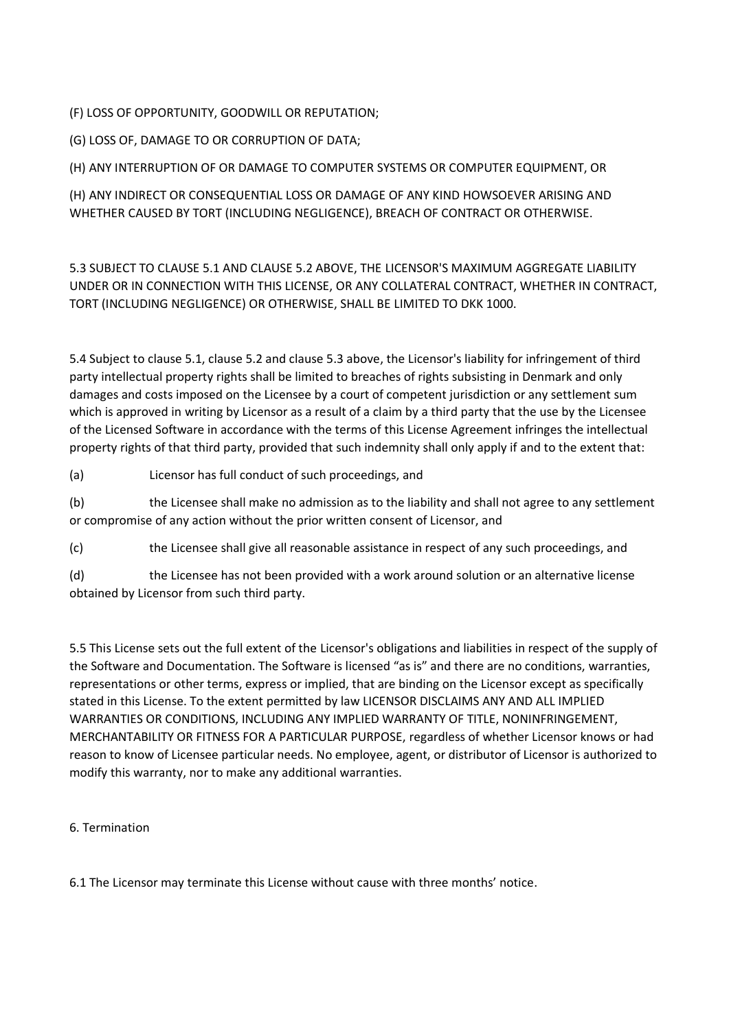(F) LOSS OF OPPORTUNITY, GOODWILL OR REPUTATION;

(G) LOSS OF, DAMAGE TO OR CORRUPTION OF DATA;

(H) ANY INTERRUPTION OF OR DAMAGE TO COMPUTER SYSTEMS OR COMPUTER EQUIPMENT, OR

(H) ANY INDIRECT OR CONSEQUENTIAL LOSS OR DAMAGE OF ANY KIND HOWSOEVER ARISING AND WHETHER CAUSED BY TORT (INCLUDING NEGLIGENCE), BREACH OF CONTRACT OR OTHERWISE.

5.3 SUBJECT TO CLAUSE 5.1 AND CLAUSE 5.2 ABOVE, THE LICENSOR'S MAXIMUM AGGREGATE LIABILITY UNDER OR IN CONNECTION WITH THIS LICENSE, OR ANY COLLATERAL CONTRACT, WHETHER IN CONTRACT, TORT (INCLUDING NEGLIGENCE) OR OTHERWISE, SHALL BE LIMITED TO DKK 1000.

5.4 Subject to clause 5.1, clause 5.2 and clause 5.3 above, the Licensor's liability for infringement of third party intellectual property rights shall be limited to breaches of rights subsisting in Denmark and only damages and costs imposed on the Licensee by a court of competent jurisdiction or any settlement sum which is approved in writing by Licensor as a result of a claim by a third party that the use by the Licensee of the Licensed Software in accordance with the terms of this License Agreement infringes the intellectual property rights of that third party, provided that such indemnity shall only apply if and to the extent that:

(a) Licensor has full conduct of such proceedings, and

(b) the Licensee shall make no admission as to the liability and shall not agree to any settlement or compromise of any action without the prior written consent of Licensor, and

(c) the Licensee shall give all reasonable assistance in respect of any such proceedings, and

(d) the Licensee has not been provided with a work around solution or an alternative license obtained by Licensor from such third party.

5.5 This License sets out the full extent of the Licensor's obligations and liabilities in respect of the supply of the Software and Documentation. The Software is licensed "as is" and there are no conditions, warranties, representations or other terms, express or implied, that are binding on the Licensor except as specifically stated in this License. To the extent permitted by law LICENSOR DISCLAIMS ANY AND ALL IMPLIED WARRANTIES OR CONDITIONS, INCLUDING ANY IMPLIED WARRANTY OF TITLE, NONINFRINGEMENT, MERCHANTABILITY OR FITNESS FOR A PARTICULAR PURPOSE, regardless of whether Licensor knows or had reason to know of Licensee particular needs. No employee, agent, or distributor of Licensor is authorized to modify this warranty, nor to make any additional warranties.

## 6. Termination

6.1 The Licensor may terminate this License without cause with three months' notice.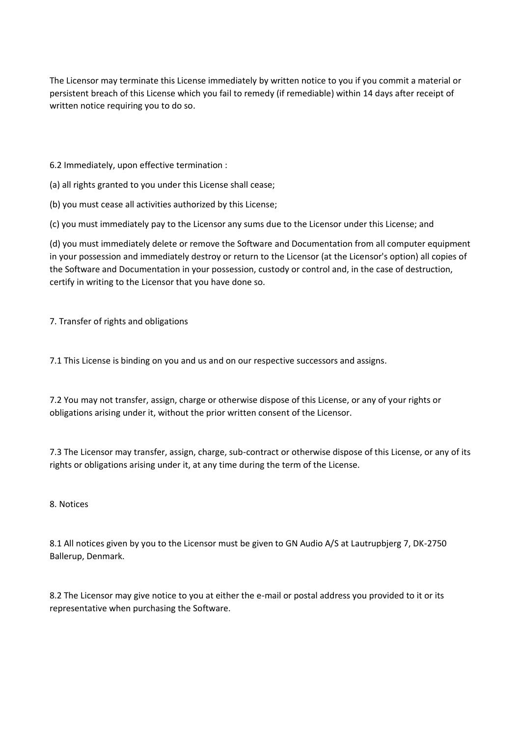The Licensor may terminate this License immediately by written notice to you if you commit a material or persistent breach of this License which you fail to remedy (if remediable) within 14 days after receipt of written notice requiring you to do so.

6.2 Immediately, upon effective termination :

(a) all rights granted to you under this License shall cease;

(b) you must cease all activities authorized by this License;

(c) you must immediately pay to the Licensor any sums due to the Licensor under this License; and

(d) you must immediately delete or remove the Software and Documentation from all computer equipment in your possession and immediately destroy or return to the Licensor (at the Licensor's option) all copies of the Software and Documentation in your possession, custody or control and, in the case of destruction, certify in writing to the Licensor that you have done so.

7. Transfer of rights and obligations

7.1 This License is binding on you and us and on our respective successors and assigns.

7.2 You may not transfer, assign, charge or otherwise dispose of this License, or any of your rights or obligations arising under it, without the prior written consent of the Licensor.

7.3 The Licensor may transfer, assign, charge, sub-contract or otherwise dispose of this License, or any of its rights or obligations arising under it, at any time during the term of the License.

8. Notices

8.1 All notices given by you to the Licensor must be given to GN Audio A/S at Lautrupbjerg 7, DK-2750 Ballerup, Denmark.

8.2 The Licensor may give notice to you at either the e-mail or postal address you provided to it or its representative when purchasing the Software.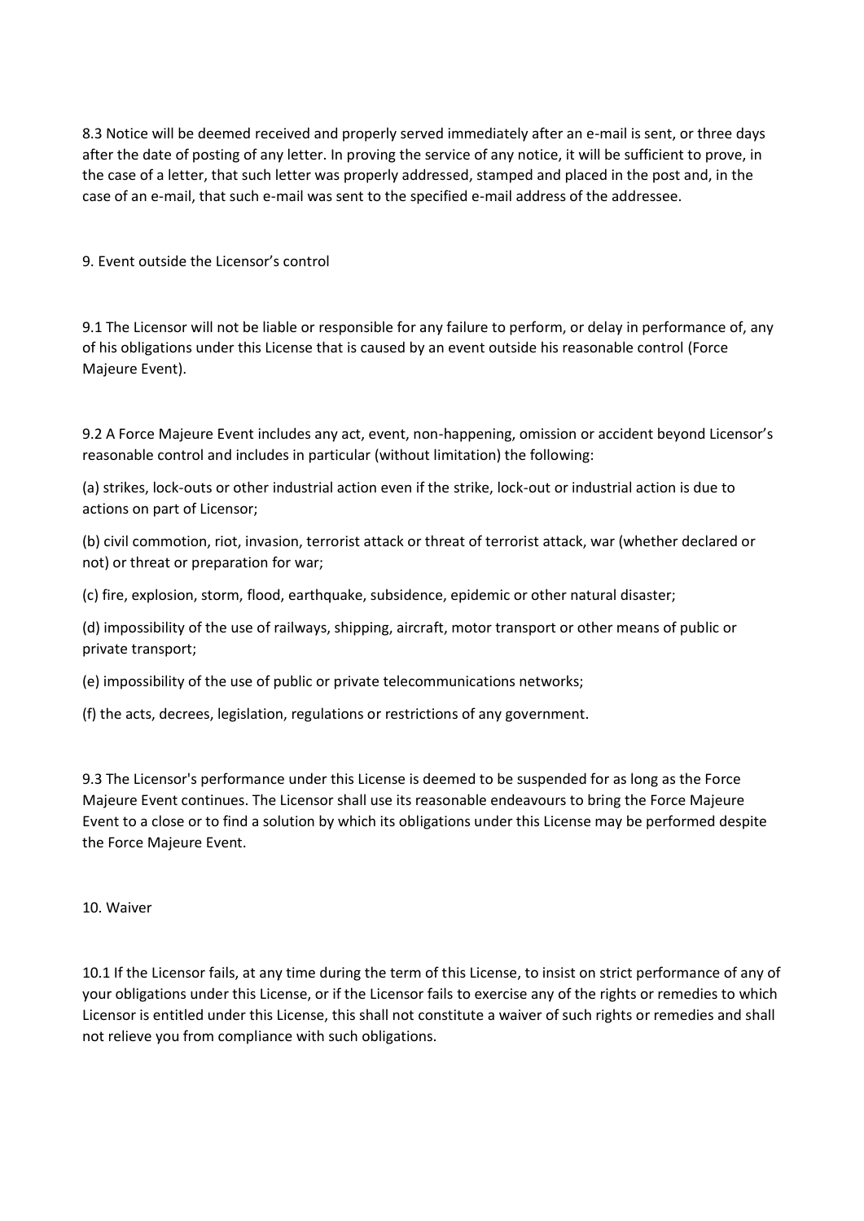8.3 Notice will be deemed received and properly served immediately after an e-mail is sent, or three days after the date of posting of any letter. In proving the service of any notice, it will be sufficient to prove, in the case of a letter, that such letter was properly addressed, stamped and placed in the post and, in the case of an e-mail, that such e-mail was sent to the specified e-mail address of the addressee.

## 9. Event outside the Licensor's control

9.1 The Licensor will not be liable or responsible for any failure to perform, or delay in performance of, any of his obligations under this License that is caused by an event outside his reasonable control (Force Majeure Event).

9.2 A Force Majeure Event includes any act, event, non-happening, omission or accident beyond Licensor's reasonable control and includes in particular (without limitation) the following:

(a) strikes, lock-outs or other industrial action even if the strike, lock-out or industrial action is due to actions on part of Licensor;

(b) civil commotion, riot, invasion, terrorist attack or threat of terrorist attack, war (whether declared or not) or threat or preparation for war;

(c) fire, explosion, storm, flood, earthquake, subsidence, epidemic or other natural disaster;

(d) impossibility of the use of railways, shipping, aircraft, motor transport or other means of public or private transport;

(e) impossibility of the use of public or private telecommunications networks;

(f) the acts, decrees, legislation, regulations or restrictions of any government.

9.3 The Licensor's performance under this License is deemed to be suspended for as long as the Force Majeure Event continues. The Licensor shall use its reasonable endeavours to bring the Force Majeure Event to a close or to find a solution by which its obligations under this License may be performed despite the Force Majeure Event.

## 10. Waiver

10.1 If the Licensor fails, at any time during the term of this License, to insist on strict performance of any of your obligations under this License, or if the Licensor fails to exercise any of the rights or remedies to which Licensor is entitled under this License, this shall not constitute a waiver of such rights or remedies and shall not relieve you from compliance with such obligations.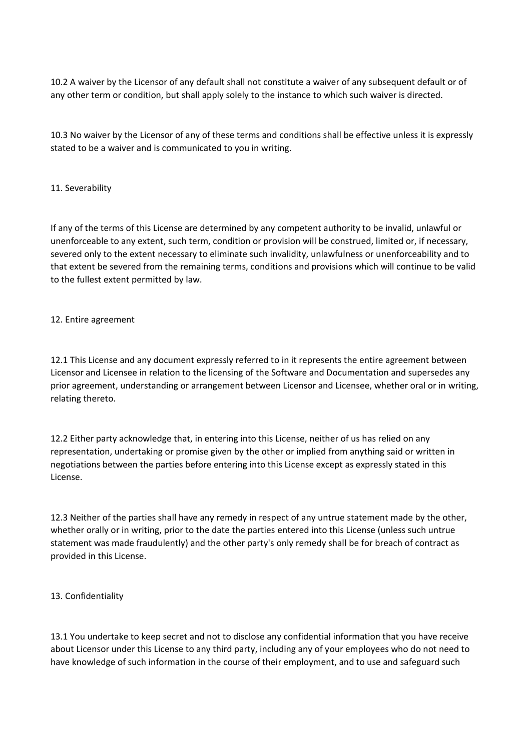10.2 A waiver by the Licensor of any default shall not constitute a waiver of any subsequent default or of any other term or condition, but shall apply solely to the instance to which such waiver is directed.

10.3 No waiver by the Licensor of any of these terms and conditions shall be effective unless it is expressly stated to be a waiver and is communicated to you in writing.

## 11. Severability

If any of the terms of this License are determined by any competent authority to be invalid, unlawful or unenforceable to any extent, such term, condition or provision will be construed, limited or, if necessary, severed only to the extent necessary to eliminate such invalidity, unlawfulness or unenforceability and to that extent be severed from the remaining terms, conditions and provisions which will continue to be valid to the fullest extent permitted by law.

## 12. Entire agreement

12.1 This License and any document expressly referred to in it represents the entire agreement between Licensor and Licensee in relation to the licensing of the Software and Documentation and supersedes any prior agreement, understanding or arrangement between Licensor and Licensee, whether oral or in writing, relating thereto.

12.2 Either party acknowledge that, in entering into this License, neither of us has relied on any representation, undertaking or promise given by the other or implied from anything said or written in negotiations between the parties before entering into this License except as expressly stated in this License.

12.3 Neither of the parties shall have any remedy in respect of any untrue statement made by the other, whether orally or in writing, prior to the date the parties entered into this License (unless such untrue statement was made fraudulently) and the other party's only remedy shall be for breach of contract as provided in this License.

## 13. Confidentiality

13.1 You undertake to keep secret and not to disclose any confidential information that you have receive about Licensor under this License to any third party, including any of your employees who do not need to have knowledge of such information in the course of their employment, and to use and safeguard such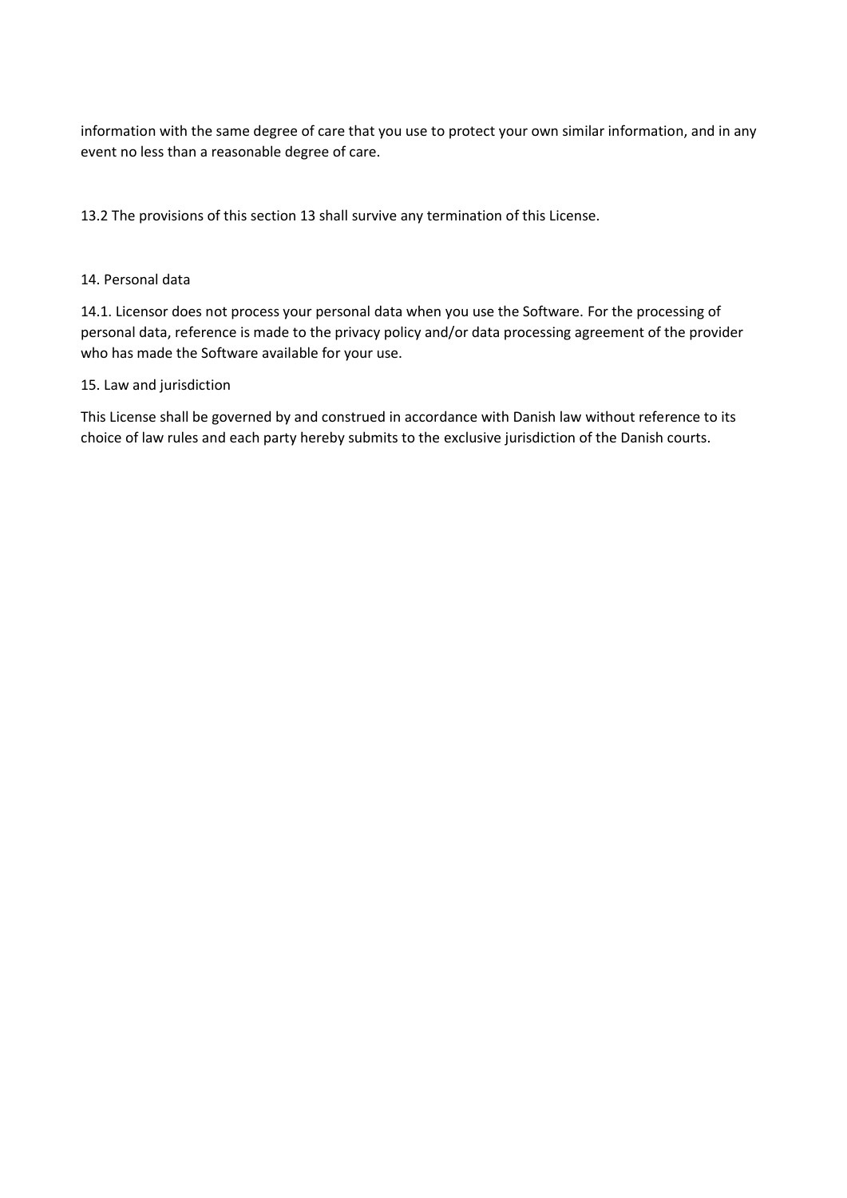information with the same degree of care that you use to protect your own similar information, and in any event no less than a reasonable degree of care.

13.2 The provisions of this section 13 shall survive any termination of this License.

## 14. Personal data

14.1. Licensor does not process your personal data when you use the Software. For the processing of personal data, reference is made to the privacy policy and/or data processing agreement of the provider who has made the Software available for your use.

## 15. Law and jurisdiction

This License shall be governed by and construed in accordance with Danish law without reference to its choice of law rules and each party hereby submits to the exclusive jurisdiction of the Danish courts.